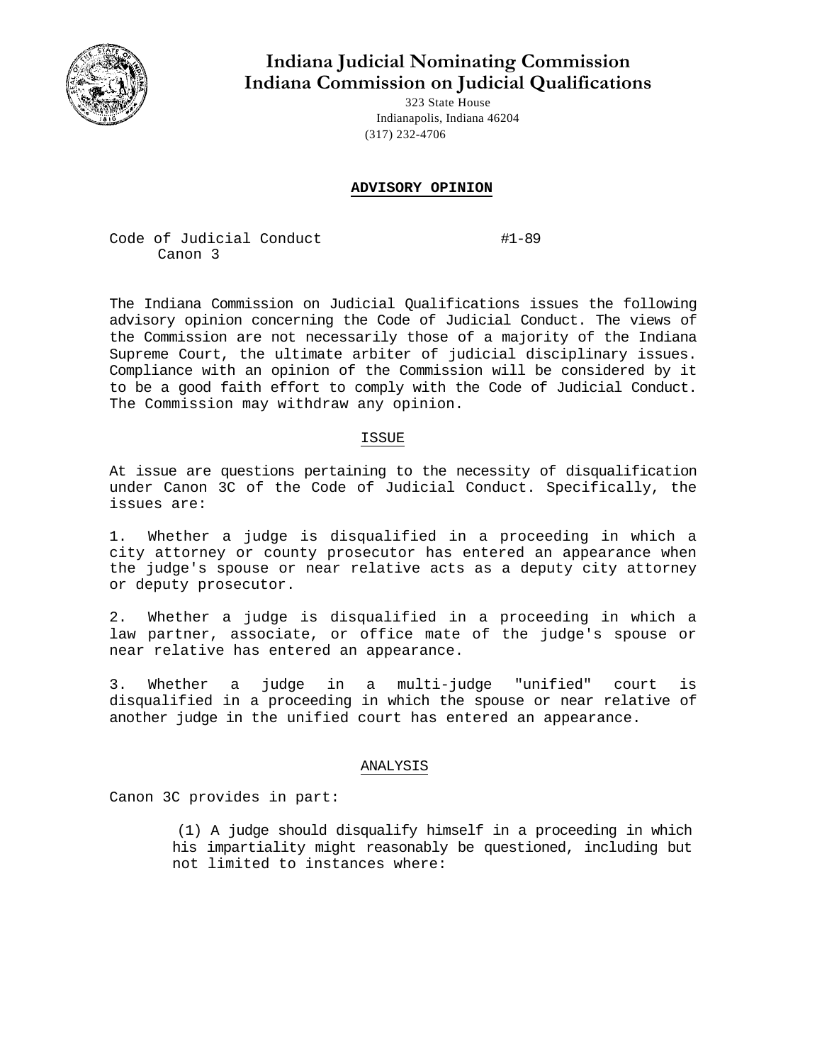# Indiana Judicial Nominating Commission
# Indiana Commission on Judicial Qualifications

323 State House
Indianapolis, Indiana 46204
(317) 232-4706

## ADVISORY OPINION

Code of Judicial Conduct #1-89
Canon 3

The Indiana Commission on Judicial Qualifications issues the following advisory opinion concerning the Code of Judicial Conduct. The views of the Commission are not necessarily those of a majority of the Indiana Supreme Court, the ultimate arbiter of judicial disciplinary issues. Compliance with an opinion of the Commission will be considered by it to be a good faith effort to comply with the Code of Judicial Conduct. The Commission may withdraw any opinion.

### ISSUE

At issue are questions pertaining to the necessity of disqualification under Canon 3C of the Code of Judicial Conduct. Specifically, the issues are:

1. Whether a judge is disqualified in a proceeding in which a city attorney or county prosecutor has entered an appearance when the judge's spouse or near relative acts as a deputy city attorney or deputy prosecutor.

2. Whether a judge is disqualified in a proceeding in which a law partner, associate, or office mate of the judge's spouse or near relative has entered an appearance.

3. Whether a judge in a multi-judge "unified" court is disqualified in a proceeding in which the spouse or near relative of another judge in the unified court has entered an appearance.

### ANALYSIS

Canon 3C provides in part:

> (1) A judge should disqualify himself in a proceeding in which his impartiality might reasonably be questioned, including but not limited to instances where: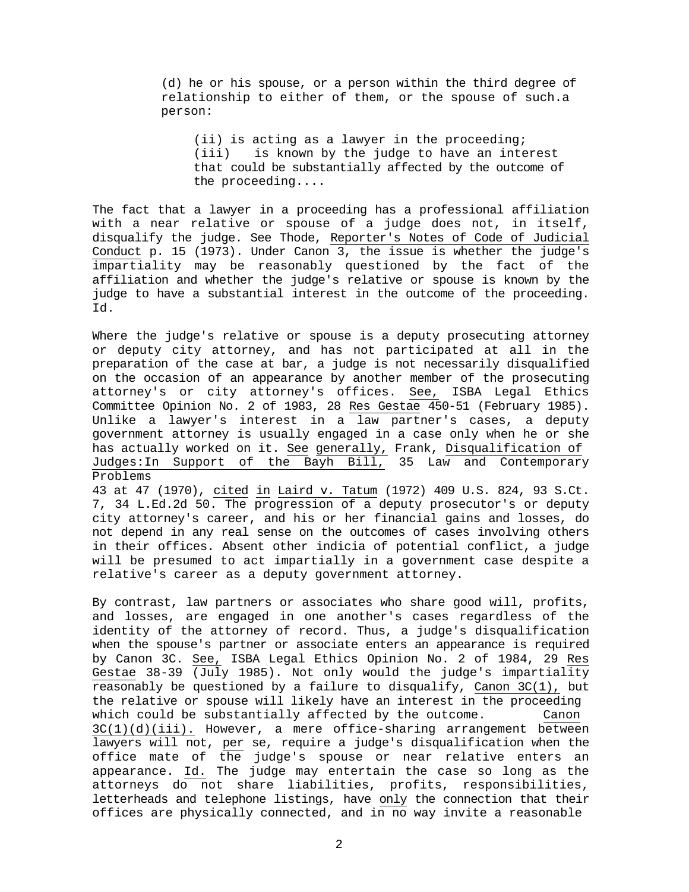(d) he or his spouse, or a person within the third degree of relationship to either of them, or the spouse of such.a person:

(ii) is acting as a lawyer in the proceeding;
(iii) is known by the judge to have an interest that could be substantially affected by the outcome of the proceeding....

The fact that a lawyer in a proceeding has a professional affiliation with a near relative or spouse of a judge does not, in itself, disqualify the judge. See Thode, Reporter's Notes of Code of Judicial Conduct p. 15 (1973). Under Canon 3, the issue is whether the judge's impartiality may be reasonably questioned by the fact of the affiliation and whether the judge's relative or spouse is known by the judge to have a substantial interest in the outcome of the proceeding. Id.

Where the judge's relative or spouse is a deputy prosecuting attorney or deputy city attorney, and has not participated at all in the preparation of the case at bar, a judge is not necessarily disqualified on the occasion of an appearance by another member of the prosecuting attorney's or city attorney's offices. See, ISBA Legal Ethics Committee Opinion No. 2 of 1983, 28 Res Gestae 450-51 (February 1985). Unlike a lawyer's interest in a law partner's cases, a deputy government attorney is usually engaged in a case only when he or she has actually worked on it. See generally, Frank, Disqualification of Judges:In Support of the Bayh Bill, 35 Law and Contemporary Problems 43 at 47 (1970), cited in Laird v. Tatum (1972) 409 U.S. 824, 93 S.Ct. 7, 34 L.Ed.2d 50. The progression of a deputy prosecutor's or deputy city attorney's career, and his or her financial gains and losses, do not depend in any real sense on the outcomes of cases involving others in their offices. Absent other indicia of potential conflict, a judge will be presumed to act impartially in a government case despite a relative's career as a deputy government attorney.

By contrast, law partners or associates who share good will, profits, and losses, are engaged in one another's cases regardless of the identity of the attorney of record. Thus, a judge's disqualification when the spouse's partner or associate enters an appearance is required by Canon 3C. See, ISBA Legal Ethics Opinion No. 2 of 1984, 29 Res Gestae 38-39 (July 1985). Not only would the judge's impartiality reasonably be questioned by a failure to disqualify, Canon 3C(1), but the relative or spouse will likely have an interest in the proceeding which could be substantially affected by the outcome. Canon 3C(1)(d)(iii). However, a mere office-sharing arrangement between lawyers will not, per se, require a judge's disqualification when the office mate of the judge's spouse or near relative enters an appearance. Id. The judge may entertain the case so long as the attorneys do not share liabilities, profits, responsibilities, letterheads and telephone listings, have only the connection that their offices are physically connected, and in no way invite a reasonable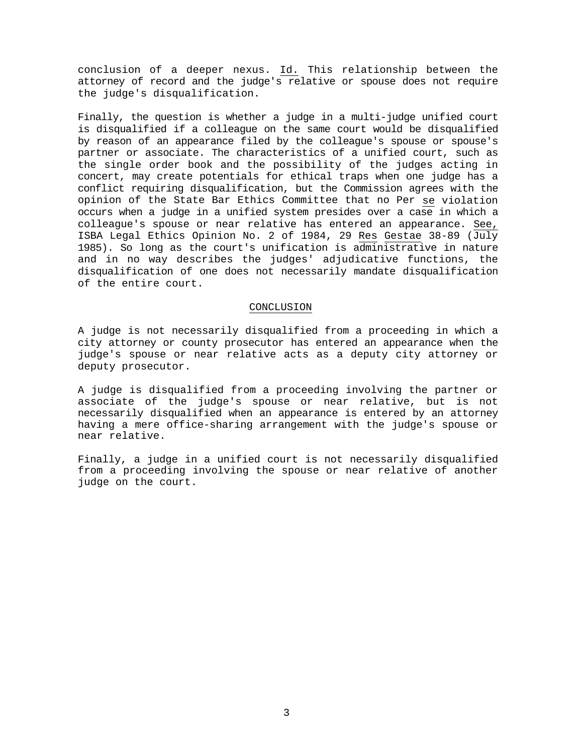conclusion of a deeper nexus. Id. This relationship between the attorney of record and the judge's relative or spouse does not require the judge's disqualification.

Finally, the question is whether a judge in a multi-judge unified court is disqualified if a colleague on the same court would be disqualified by reason of an appearance filed by the colleague's spouse or spouse's partner or associate. The characteristics of a unified court, such as the single order book and the possibility of the judges acting in concert, may create potentials for ethical traps when one judge has a conflict requiring disqualification, but the Commission agrees with the opinion of the State Bar Ethics Committee that no Per se violation occurs when a judge in a unified system presides over a case in which a colleague's spouse or near relative has entered an appearance. See, ISBA Legal Ethics Opinion No. 2 of 1984, 29 Res Gestae 38-89 (July 1985). So long as the court's unification is administrative in nature and in no way describes the judges' adjudicative functions, the disqualification of one does not necessarily mandate disqualification of the entire court.

## CONCLUSION

A judge is not necessarily disqualified from a proceeding in which a city attorney or county prosecutor has entered an appearance when the judge's spouse or near relative acts as a deputy city attorney or deputy prosecutor.

A judge is disqualified from a proceeding involving the partner or associate of the judge's spouse or near relative, but is not necessarily disqualified when an appearance is entered by an attorney having a mere office-sharing arrangement with the judge's spouse or near relative.

Finally, a judge in a unified court is not necessarily disqualified from a proceeding involving the spouse or near relative of another judge on the court.